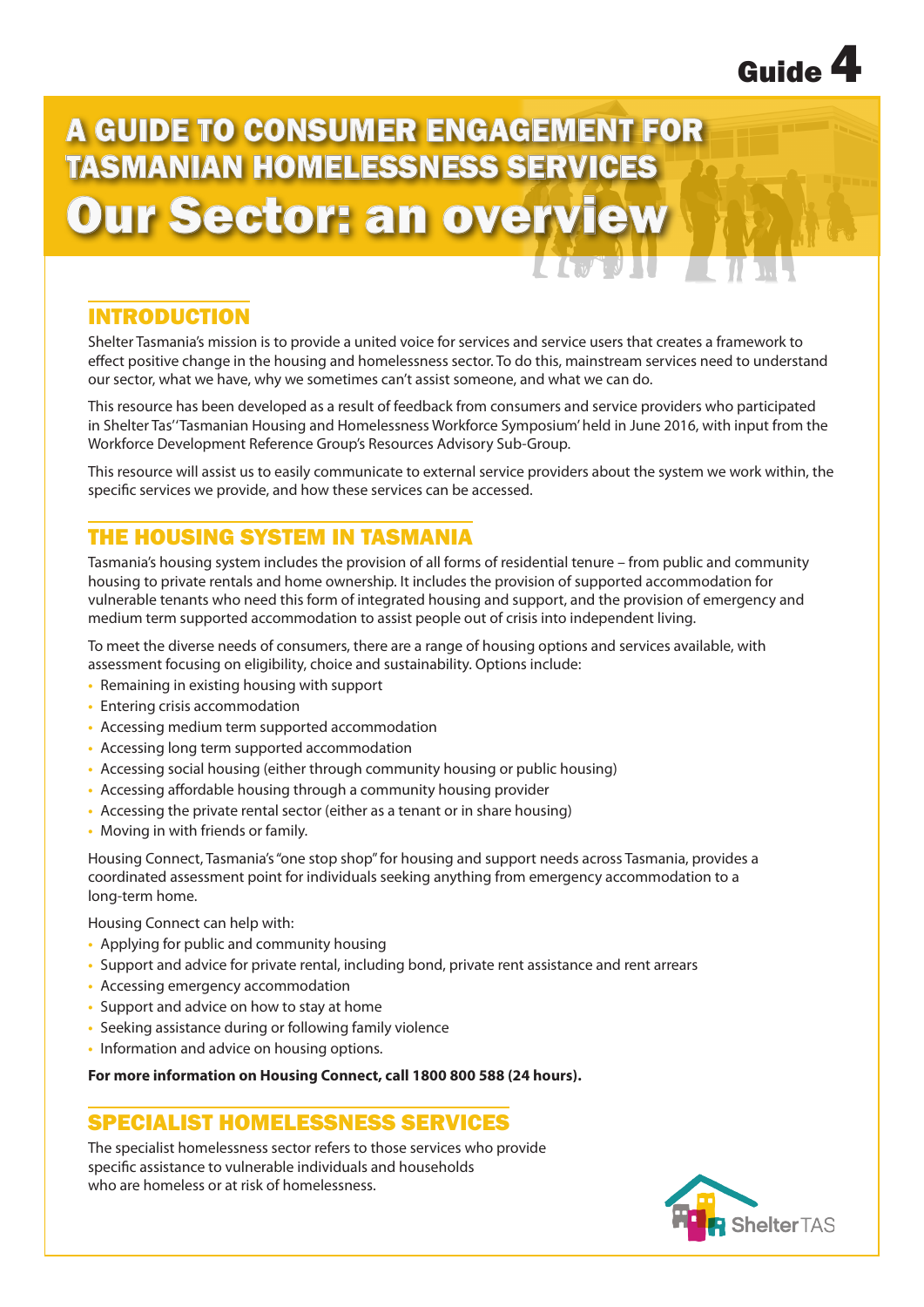Guide 4

# A GUIDE TO CONSUMER ENGAGEMENT FOR TASMANIAN HOMELESSNESS SERVICES

# Our Sector: an overview

## INTRODUCTION

Shelter Tasmania's mission is to provide a united voice for services and service users that creates a framework to effect positive change in the housing and homelessness sector. To do this, mainstream services need to understand our sector, what we have, why we sometimes can't assist someone, and what we can do.

This resource has been developed as a result of feedback from consumers and service providers who participated in Shelter Tas' 'Tasmanian Housing and Homelessness Workforce Symposium' held in June 2016, with input from the Workforce Development Reference Group's Resources Advisory Sub-Group.

This resource will assist us to easily communicate to external service providers about the system we work within, the specific services we provide, and how these services can be accessed.

## THE HOUSING SYSTEM IN TASMANIA

Tasmania's housing system includes the provision of all forms of residential tenure – from public and community housing to private rentals and home ownership. It includes the provision of supported accommodation for vulnerable tenants who need this form of integrated housing and support, and the provision of emergency and medium term supported accommodation to assist people out of crisis into independent living.

To meet the diverse needs of consumers, there are a range of housing options and services available, with assessment focusing on eligibility, choice and sustainability. Options include:

- Remaining in existing housing with support
- Entering crisis accommodation
- Accessing medium term supported accommodation
- Accessing long term supported accommodation
- Accessing social housing (either through community housing or public housing)
- Accessing affordable housing through a community housing provider
- Accessing the private rental sector (either as a tenant or in share housing)
- Moving in with friends or family.

Housing Connect, Tasmania's "one stop shop" for housing and support needs across Tasmania, provides a coordinated assessment point for individuals seeking anything from emergency accommodation to a long-term home.

Housing Connect can help with:

- Applying for public and community housing
- Support and advice for private rental, including bond, private rent assistance and rent arrears
- Accessing emergency accommodation
- Support and advice on how to stay at home
- Seeking assistance during or following family violence
- Information and advice on housing options.

**For more information on Housing Connect, call 1800 800 588 (24 hours).**

## SPECIALIST HOMELESSNESS SERVICES

The specialist homelessness sector refers to those services who provide specific assistance to vulnerable individuals and households who are homeless or at risk of homelessness.

Shelter TAS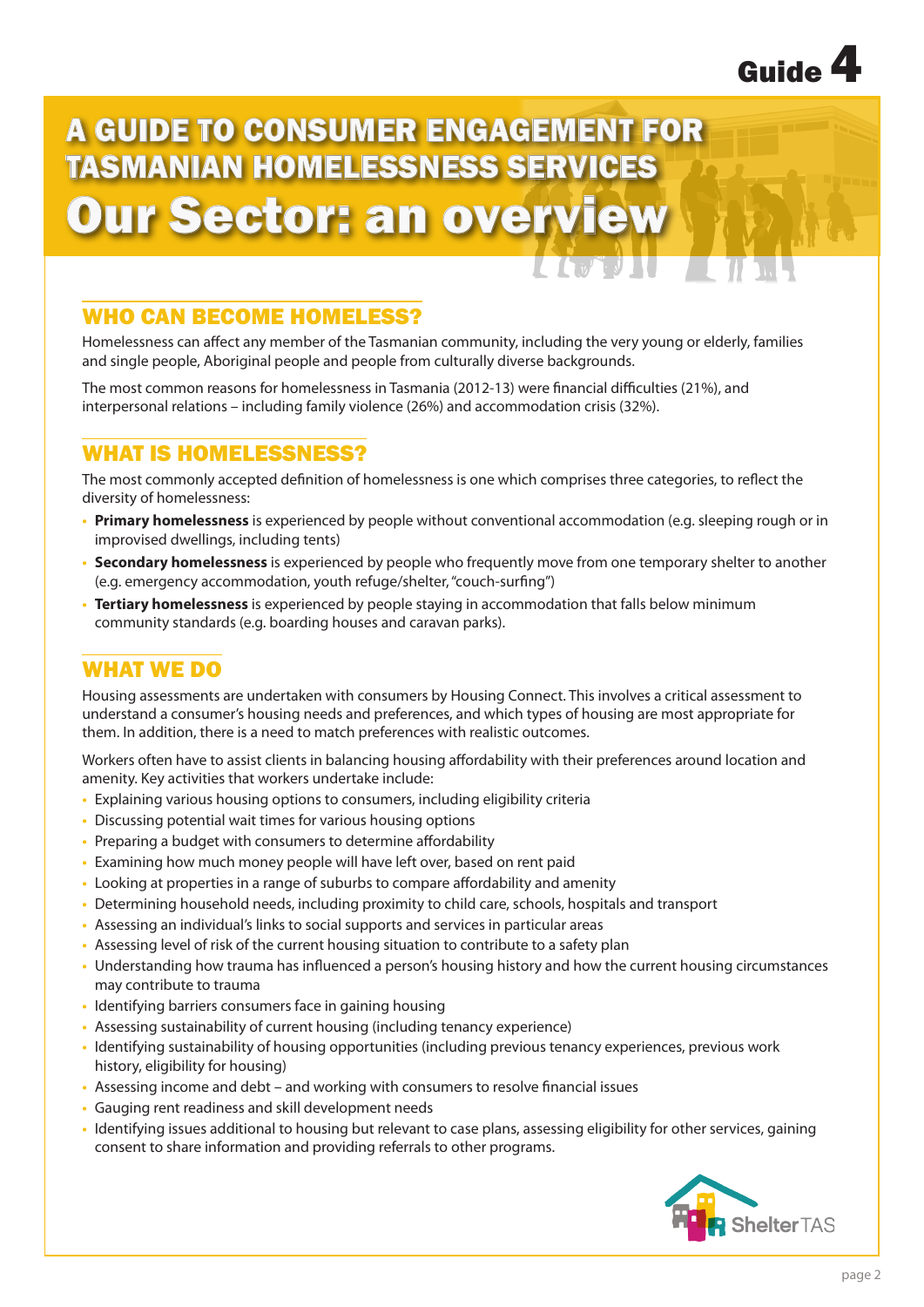Guide 4

# A GUIDE TO CONSUMER ENGAGEMENT FOR TASMANIAN HOMELESSNESS SERVICES

# Our Sector: an overview

## WHO CAN BECOME HOMELESS?

Homelessness can affect any member of the Tasmanian community, including the very young or elderly, families and single people, Aboriginal people and people from culturally diverse backgrounds.

The most common reasons for homelessness in Tasmania (2012-13) were financial difficulties (21%), and interpersonal relations – including family violence (26%) and accommodation crisis (32%).

## WHAT IS HOMELESSNESS?

The most commonly accepted definition of homelessness is one which comprises three categories, to reflect the diversity of homelessness:

- **Primary homelessness** is experienced by people without conventional accommodation (e.g. sleeping rough or in improvised dwellings, including tents)
- **Secondary homelessness** is experienced by people who frequently move from one temporary shelter to another (e.g. emergency accommodation, youth refuge/shelter, "couch-surfing")
- **Tertiary homelessness** is experienced by people staying in accommodation that falls below minimum community standards (e.g. boarding houses and caravan parks).

## WHAT WE DO

Housing assessments are undertaken with consumers by Housing Connect. This involves a critical assessment to understand a consumer's housing needs and preferences, and which types of housing are most appropriate for them. In addition, there is a need to match preferences with realistic outcomes.

Workers often have to assist clients in balancing housing affordability with their preferences around location and amenity. Key activities that workers undertake include:

- Explaining various housing options to consumers, including eligibility criteria
- Discussing potential wait times for various housing options
- Preparing a budget with consumers to determine affordability
- Examining how much money people will have left over, based on rent paid
- Looking at properties in a range of suburbs to compare affordability and amenity
- Determining household needs, including proximity to child care, schools, hospitals and transport
- Assessing an individual's links to social supports and services in particular areas
- Assessing level of risk of the current housing situation to contribute to a safety plan
- Understanding how trauma has influenced a person's housing history and how the current housing circumstances may contribute to trauma
- Identifying barriers consumers face in gaining housing
- Assessing sustainability of current housing (including tenancy experience)
- Identifying sustainability of housing opportunities (including previous tenancy experiences, previous work history, eligibility for housing)
- Assessing income and debt – and working with consumers to resolve financial issues
- Gauging rent readiness and skill development needs
- Identifying issues additional to housing but relevant to case plans, assessing eligibility for other services, gaining consent to share information and providing referrals to other programs.

Shelter TAS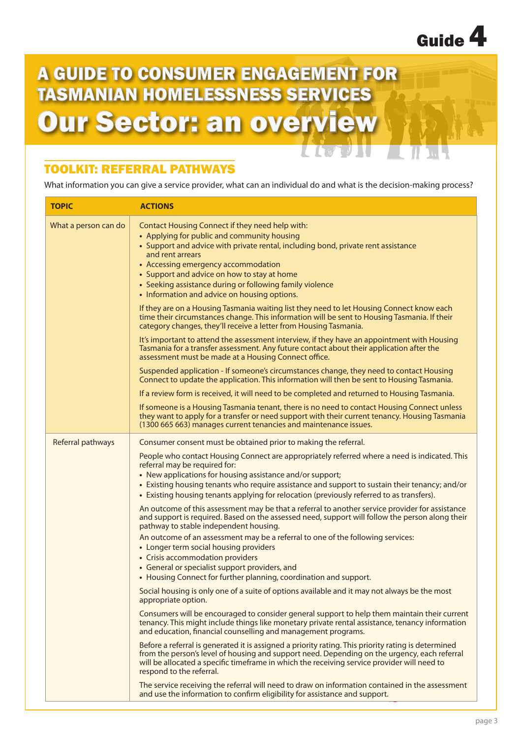# A GUIDE TO CONSUMER ENGAGEMENT FOR TASMANIAN HOMELESSNESS SERVICES

# Our Sector: an overview

Guide 4

## TOOLKIT: REFERRAL PATHWAYS

What information you can give a service provider, what can an individual do and what is the decision-making process?

| TOPIC | ACTIONS |
|---|---|
| What a person can do | Contact Housing Connect if they need help with:<br>• Applying for public and community housing<br>• Support and advice with private rental, including bond, private rent assistance and rent arrears<br>• Accessing emergency accommodation<br>• Support and advice on how to stay at home<br>• Seeking assistance during or following family violence<br>• Information and advice on housing options.<br><br>If they are on a Housing Tasmania waiting list they need to let Housing Connect know each time their circumstances change. This information will be sent to Housing Tasmania. If their category changes, they'll receive a letter from Housing Tasmania.<br><br>It's important to attend the assessment interview, if they have an appointment with Housing Tasmania for a transfer assessment. Any future contact about their application after the assessment must be made at a Housing Connect office.<br><br>Suspended application - If someone's circumstances change, they need to contact Housing Connect to update the application. This information will then be sent to Housing Tasmania.<br><br>If a review form is received, it will need to be completed and returned to Housing Tasmania.<br><br>If someone is a Housing Tasmania tenant, there is no need to contact Housing Connect unless they want to apply for a transfer or need support with their current tenancy. Housing Tasmania (1300 665 663) manages current tenancies and maintenance issues. |
| Referral pathways | Consumer consent must be obtained prior to making the referral.<br><br>People who contact Housing Connect are appropriately referred where a need is indicated. This referral may be required for:<br>• New applications for housing assistance and/or support;<br>• Existing housing tenants who require assistance and support to sustain their tenancy; and/or<br>• Existing housing tenants applying for relocation (previously referred to as transfers).<br><br>An outcome of this assessment may be that a referral to another service provider for assistance and support is required. Based on the assessed need, support will follow the person along their pathway to stable independent housing.<br>An outcome of an assessment may be a referral to one of the following services:<br>• Longer term social housing providers<br>• Crisis accommodation providers<br>• General or specialist support providers, and<br>• Housing Connect for further planning, coordination and support.<br><br>Social housing is only one of a suite of options available and it may not always be the most appropriate option.<br><br>Consumers will be encouraged to consider general support to help them maintain their current tenancy. This might include things like monetary private rental assistance, tenancy information and education, financial counselling and management programs.<br><br>Before a referral is generated it is assigned a priority rating. This priority rating is determined from the person's level of housing and support need. Depending on the urgency, each referral will be allocated a specific timeframe in which the receiving service provider will need to respond to the referral.<br><br>The service receiving the referral will need to draw on information contained in the assessment and use the information to confirm eligibility for assistance and support. |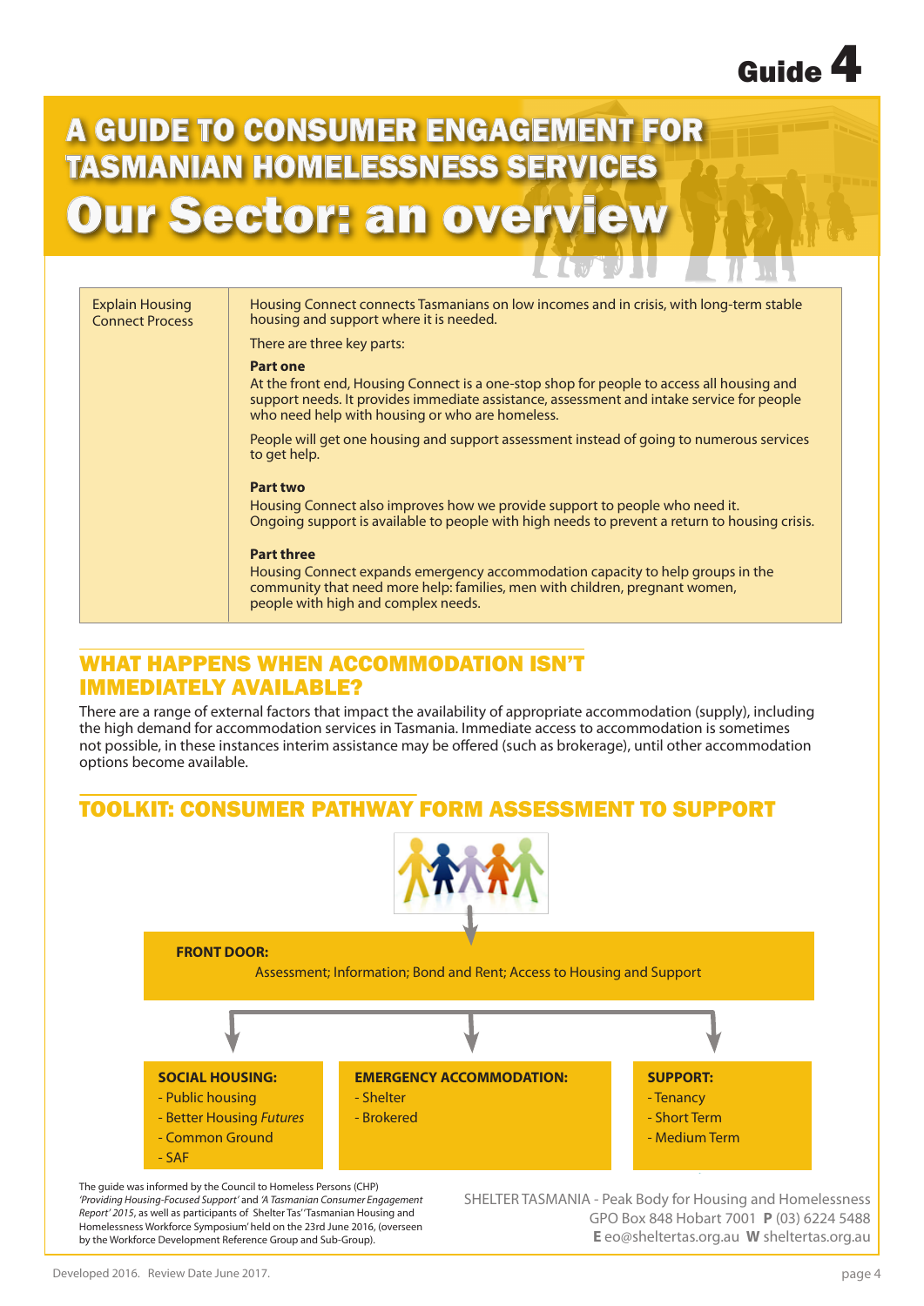Guide 4

# A GUIDE TO CONSUMER ENGAGEMENT FOR TASMANIAN HOMELESSNESS SERVICES

# Our Sector: an overview

| | |
|---|---|
| Explain Housing Connect Process | Housing Connect connects Tasmanians on low incomes and in crisis, with long-term stable housing and support where it is needed.<br><br>There are three key parts:<br><br>**Part one**<br>At the front end, Housing Connect is a one-stop shop for people to access all housing and support needs. It provides immediate assistance, assessment and intake service for people who need help with housing or who are homeless.<br><br>People will get one housing and support assessment instead of going to numerous services to get help.<br><br>**Part two**<br>Housing Connect also improves how we provide support to people who need it. Ongoing support is available to people with high needs to prevent a return to housing crisis.<br><br>**Part three**<br>Housing Connect expands emergency accommodation capacity to help groups in the community that need more help: families, men with children, pregnant women, people with high and complex needs. |

## WHAT HAPPENS WHEN ACCOMMODATION ISN'T IMMEDIATELY AVAILABLE?

There are a range of external factors that impact the availability of appropriate accommodation (supply), including the high demand for accommodation services in Tasmania. Immediate access to accommodation is sometimes not possible, in these instances interim assistance may be offered (such as brokerage), until other accommodation options become available.

## TOOLKIT: CONSUMER PATHWAY FORM ASSESSMENT TO SUPPORT

**FRONT DOOR:**
Assessment; Information; Bond and Rent; Access to Housing and Support

**SOCIAL HOUSING:**
- Public housing
- Better Housing *Futures*
- Common Ground
- SAF

**EMERGENCY ACCOMMODATION:**
- Shelter
- Brokered

**SUPPORT:**
- Tenancy
- Short Term
- Medium Term

The guide was informed by the Council to Homeless Persons (CHP) *'Providing Housing-Focused Support'* and *'A Tasmanian Consumer Engagement Report' 2015*, as well as participants of Shelter Tas' 'Tasmanian Housing and Homelessness Workforce Symposium' held on the 23rd June 2016, (overseen by the Workforce Development Reference Group and Sub-Group).

SHELTER TASMANIA - Peak Body for Housing and Homelessness
GPO Box 848 Hobart 7001 **P** (03) 6224 5488
**E** eo@sheltertas.org.au **W** sheltertas.org.au

Developed 2016. Review Date June 2017.